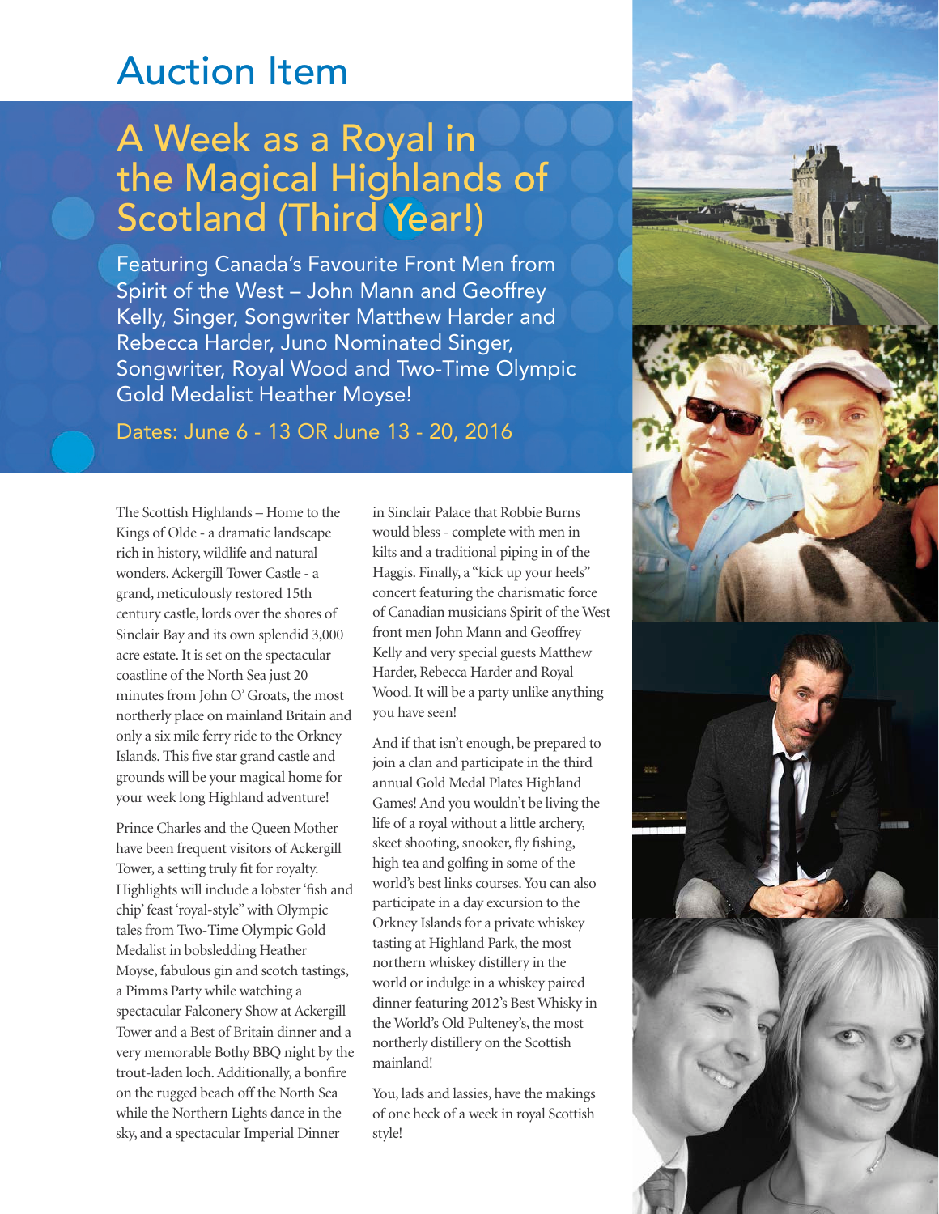# Auction Item

## A Week as a Royal in the Magical Highlands of Scotland (Third Year!)

### Featuring Canada's Favourite Front Men from Spirit of the West – John Mann and Geoffrey Kelly, Singer, Songwriter Matthew Harder and Rebecca Harder, Juno Nominated Singer, Songwriter, Royal Wood and Two-Time Olympic Gold Medalist Heather Moyse!

Dates: June 6 - 13 OR June 13 - 20, 2016

The Scottish Highlands – Home to the Kings of Olde - a dramatic landscape rich in history, wildlife and natural wonders. Ackergill Tower Castle - a grand, meticulously restored 15th century castle, lords over the shores of Sinclair Bay and its own splendid 3,000 acre estate. It is set on the spectacular coastline of the North Sea just 20 minutes from John O' Groats, the most northerly place on mainland Britain and only a six mile ferry ride to the Orkney Islands. This five star grand castle and grounds will be your magical home for your week long Highland adventure!

Prince Charles and the Queen Mother have been frequent visitors of Ackergill Tower, a setting truly fit for royalty. Highlights will include a lobster 'fish and chip' feast 'royal-style" with Olympic tales from Two-Time Olympic Gold Medalist in bobsledding Heather Moyse, fabulous gin and scotch tastings, a Pimms Party while watching a spectacular Falconery Show at Ackergill Tower and a Best of Britain dinner and a very memorable Bothy BBQ night by the trout-laden loch. Additionally, a bonfire on the rugged beach off the North Sea while the Northern Lights dance in the sky, and a spectacular Imperial Dinner in Sinclair Palace that Robbie Burns would bless - complete with men in kilts and a traditional piping in of the Haggis. Finally, a "kick up your heels" concert featuring the charismatic force of Canadian musicians Spirit of the West front men John Mann and Geoffrey Kelly and very special guests Matthew Harder, Rebecca Harder and Royal Wood. It will be a party unlike anything you have seen!

And if that isn't enough, be prepared to join a clan and participate in the third annual Gold Medal Plates Highland Games! And you wouldn't be living the life of a royal without a little archery, skeet shooting, snooker, fly fishing, high tea and golfing in some of the world's best links courses. You can also participate in a day excursion to the Orkney Islands for a private whiskey tasting at Highland Park, the most northern whiskey distillery in the world or indulge in a whiskey paired dinner featuring 2012's Best Whisky in the World's Old Pulteney's, the most northerly distillery on the Scottish mainland!

You, lads and lassies, have the makings of one heck of a week in royal Scottish style!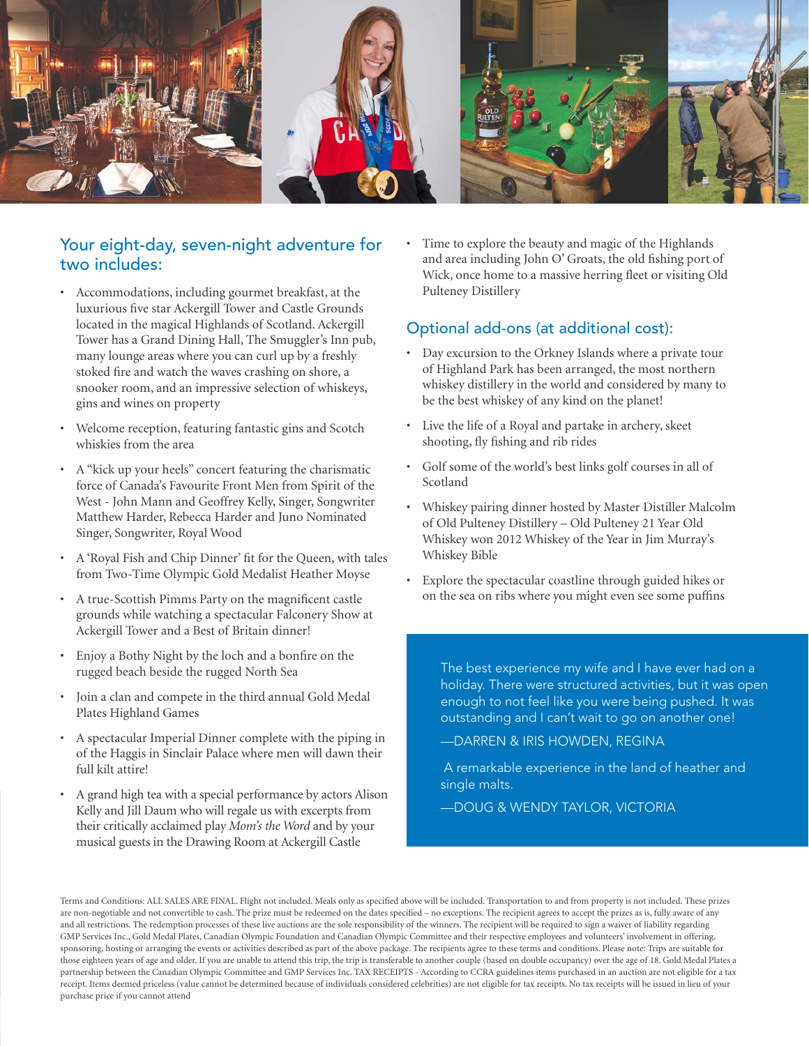## Your eight-day, seven-night adventure for two includes:

- Accommodations, including gourmet breakfast, at the luxurious five star Ackergill Tower and Castle Grounds located in the magical Highlands of Scotland. Ackergill Tower has a Grand Dining Hall, The Smuggler's Inn pub, many lounge areas where you can curl up by a freshly stoked fire and watch the waves crashing on shore, a snooker room, and an impressive selection of whiskeys, gins and wines on property
- Welcome reception, featuring fantastic gins and Scotch whiskies from the area
- A "kick up your heels" concert featuring the charismatic force of Canada's Favourite Front Men from Spirit of the West - John Mann and Geoffrey Kelly, Singer, Songwriter Matthew Harder, Rebecca Harder and Juno Nominated Singer, Songwriter, Royal Wood
- A 'Royal Fish and Chip Dinner' fit for the Queen, with tales from Two-Time Olympic Gold Medalist Heather Moyse
- A true-Scottish Pimms Party on the magnificent castle grounds while watching a spectacular Falconery Show at Ackergill Tower and a Best of Britain dinner!
- Enjoy a Bothy Night by the loch and a bonfire on the rugged beach beside the rugged North Sea
- Join a clan and compete in the third annual Gold Medal Plates Highland Games
- A spectacular Imperial Dinner complete with the piping in of the Haggis in Sinclair Palace where men will dawn their full kilt attire!
- A grand high tea with a special performance by actors Alison Kelly and Jill Daum who will regale us with excerpts from their critically acclaimed play *Mom's the Word* and by your musical guests in the Drawing Room at Ackergill Castle
- Time to explore the beauty and magic of the Highlands and area including John O' Groats, the old fishing port of Wick, once home to a massive herring fleet or visiting Old Pulteney Distillery

## Optional add-ons (at additional cost):

- Day excursion to the Orkney Islands where a private tour of Highland Park has been arranged, the most northern whiskey distillery in the world and considered by many to be the best whiskey of any kind on the planet!
- Live the life of a Royal and partake in archery, skeet shooting, fly fishing and rib rides
- Golf some of the world's best links golf courses in all of Scotland
- Whiskey pairing dinner hosted by Master Distiller Malcolm of Old Pulteney Distillery – Old Pulteney 21 Year Old Whiskey won 2012 Whiskey of the Year in Jim Murray's Whiskey Bible
- Explore the spectacular coastline through guided hikes or on the sea on ribs where you might even see some puffins

The best experience my wife and I have ever had on a holiday. There were structured activities, but it was open enough to not feel like you were being pushed. It was outstanding and I can't wait to go on another one!

—DARREN & IRIS HOWDEN, REGINA

A remarkable experience in the land of heather and single malts.

—DOUG & WENDY TAYLOR, VICTORIA

Terms and Conditions: ALL SALES ARE FINAL. Flight not included. Meals only as specified above will be included. Transportation to and from property is not included. These prizes are non-negotiable and not convertible to cash. The prize must be redeemed on the dates specified – no exceptions. The recipient agrees to accept the prizes as is, fully aware of any and all restrictions. The redemption processes of these live auctions are the sole responsibility of the winners. The recipient will be required to sign a waiver of liability regarding GMP Services Inc., Gold Medal Plates, Canadian Olympic Foundation and Canadian Olympic Committee and their respective employees and volunteers' involvement in offering, sponsoring, hosting or arranging the events or activities described as part of the above package. The recipients agree to these terms and conditions. Please note: Trips are suitable for those eighteen years of age and older. If you are unable to attend this trip, the trip is transferable to another couple (based on double occupancy) over the age of 18. Gold Medal Plates a partnership between the Canadian Olympic Committee and GMP Services Inc. TAX RECEIPTS - According to CCRA guidelines items purchased in an auction are not eligible for a tax receipt. Items deemed priceless (value cannot be determined because of individuals considered celebrities) are not eligible for tax receipts. No tax receipts will be issued in lieu of your purchase price if you cannot attend